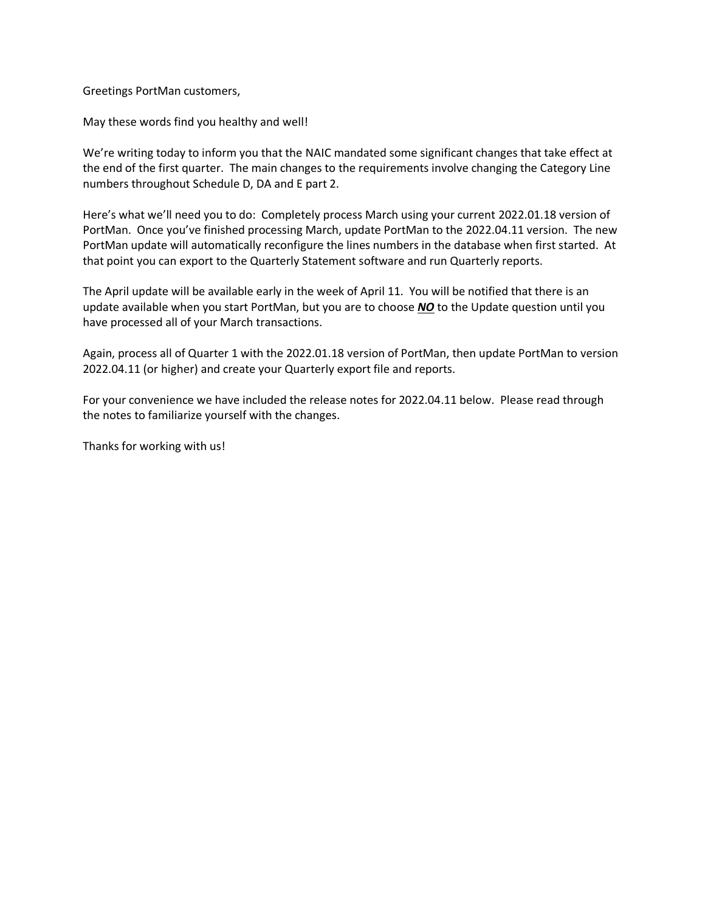Greetings PortMan customers,

May these words find you healthy and well!

We're writing today to inform you that the NAIC mandated some significant changes that take effect at the end of the first quarter. The main changes to the requirements involve changing the Category Line numbers throughout Schedule D, DA and E part 2.

Here's what we'll need you to do: Completely process March using your current 2022.01.18 version of PortMan. Once you've finished processing March, update PortMan to the 2022.04.11 version. The new PortMan update will automatically reconfigure the lines numbers in the database when first started. At that point you can export to the Quarterly Statement software and run Quarterly reports.

The April update will be available early in the week of April 11. You will be notified that there is an update available when you start PortMan, but you are to choose ***NO*** to the Update question until you have processed all of your March transactions.

Again, process all of Quarter 1 with the 2022.01.18 version of PortMan, then update PortMan to version 2022.04.11 (or higher) and create your Quarterly export file and reports.

For your convenience we have included the release notes for 2022.04.11 below. Please read through the notes to familiarize yourself with the changes.

Thanks for working with us!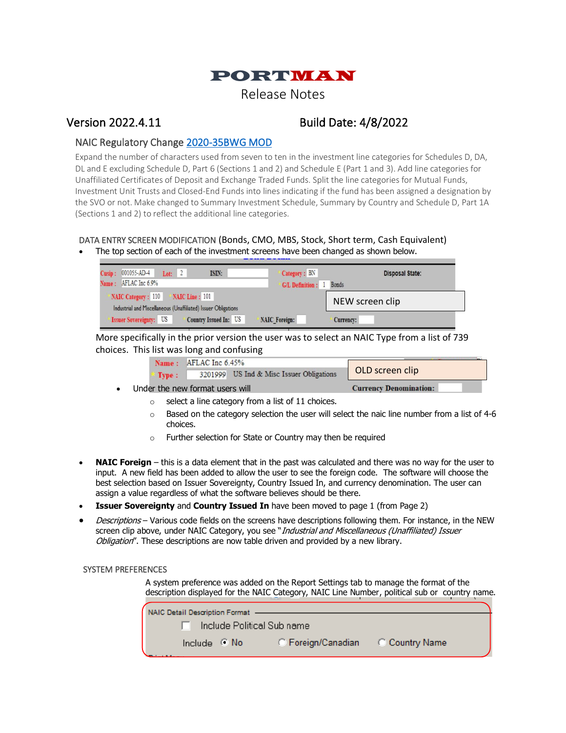# PORTMAN

Release Notes

## Version 2022.4.11 Build Date: 4/8/2022

### NAIC Regulatory Change 2020-35BWG MOD

Expand the number of characters used from seven to ten in the investment line categories for Schedules D, DA, DL and E excluding Schedule D, Part 6 (Sections 1 and 2) and Schedule E (Part 1 and 3). Add line categories for Unaffiliated Certificates of Deposit and Exchange Traded Funds. Split the line categories for Mutual Funds, Investment Unit Trusts and Closed-End Funds into lines indicating if the fund has been assigned a designation by the SVO or not. Make changed to Summary Investment Schedule, Summary by Country and Schedule D, Part 1A (Sections 1 and 2) to reflect the additional line categories.

DATA ENTRY SCREEN MODIFICATION (Bonds, CMO, MBS, Stock, Short term, Cash Equivalent)

- The top section of each of the investment screens have been changed as shown below.

NEW screen clip

More specifically in the prior version the user was to select an NAIC Type from a list of 739 choices. This list was long and confusing

OLD screen clip

- Under the new format users will
  - select a line category from a list of 11 choices.
  - Based on the category selection the user will select the naic line number from a list of 4-6 choices.
  - Further selection for State or Country may then be required

- **NAIC Foreign** – this is a data element that in the past was calculated and there was no way for the user to input. A new field has been added to allow the user to see the foreign code. The software will choose the best selection based on Issuer Sovereignty, Country Issued In, and currency denomination. The user can assign a value regardless of what the software believes should be there.
- **Issuer Sovereignty** and **Country Issued In** have been moved to page 1 (from Page 2)
- *Descriptions* – Various code fields on the screens have descriptions following them. For instance, in the NEW screen clip above, under NAIC Category, you see "*Industrial and Miscellaneous (Unaffiliated) Issuer Obligation*". These descriptions are now table driven and provided by a new library.

SYSTEM PREFERENCES

A system preference was added on the Report Settings tab to manage the format of the description displayed for the NAIC Category, NAIC Line Number, political sub or country name.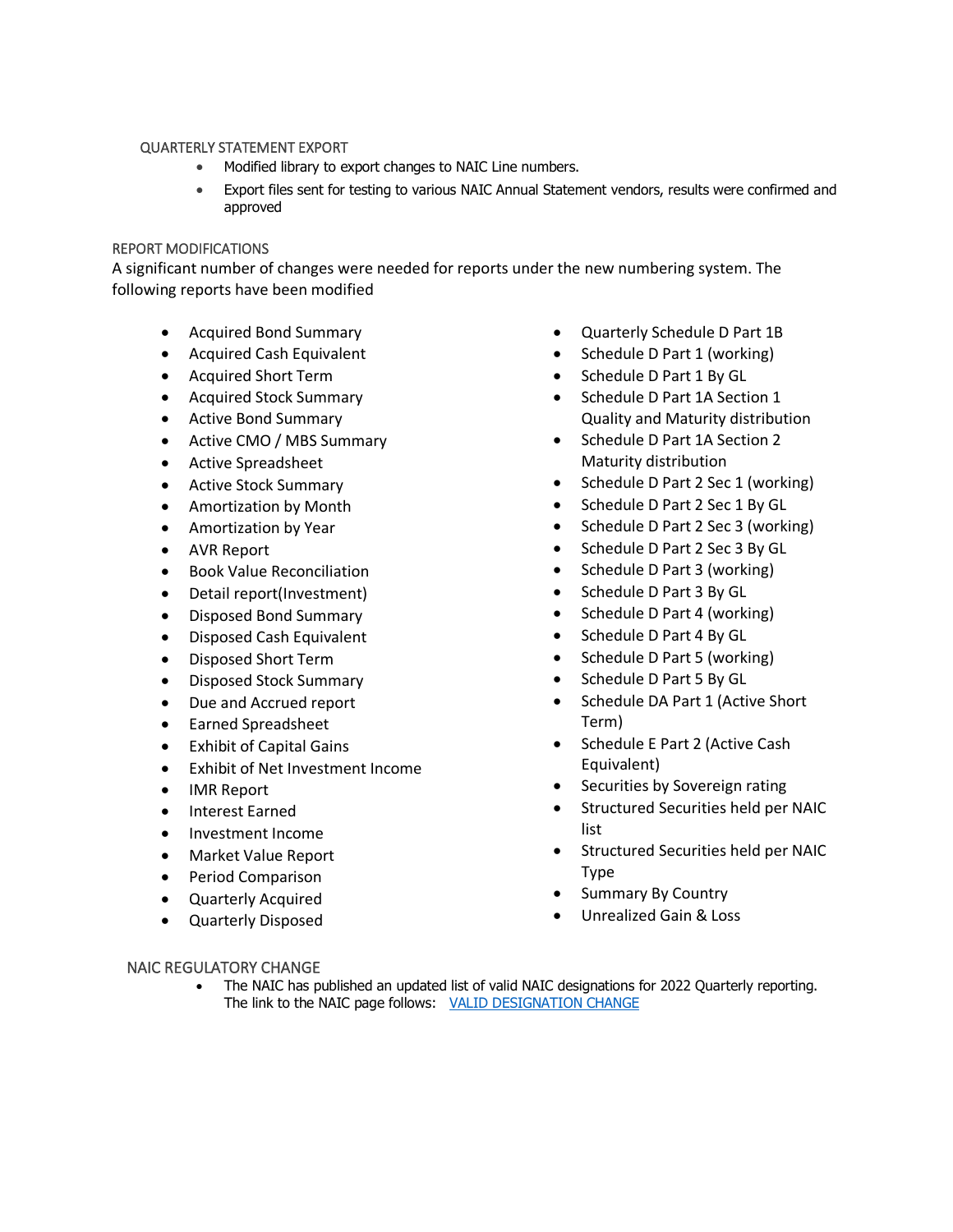### QUARTERLY STATEMENT EXPORT

- Modified library to export changes to NAIC Line numbers.
- Export files sent for testing to various NAIC Annual Statement vendors, results were confirmed and approved

### REPORT MODIFICATIONS

A significant number of changes were needed for reports under the new numbering system. The following reports have been modified

- Acquired Bond Summary
- Acquired Cash Equivalent
- Acquired Short Term
- Acquired Stock Summary
- Active Bond Summary
- Active CMO / MBS Summary
- Active Spreadsheet
- Active Stock Summary
- Amortization by Month
- Amortization by Year
- AVR Report
- Book Value Reconciliation
- Detail report(Investment)
- Disposed Bond Summary
- Disposed Cash Equivalent
- Disposed Short Term
- Disposed Stock Summary
- Due and Accrued report
- Earned Spreadsheet
- Exhibit of Capital Gains
- Exhibit of Net Investment Income
- IMR Report
- Interest Earned
- Investment Income
- Market Value Report
- Period Comparison
- Quarterly Acquired
- Quarterly Disposed
- Quarterly Schedule D Part 1B
- Schedule D Part 1 (working)
- Schedule D Part 1 By GL
- Schedule D Part 1A Section 1 Quality and Maturity distribution
- Schedule D Part 1A Section 2 Maturity distribution
- Schedule D Part 2 Sec 1 (working)
- Schedule D Part 2 Sec 1 By GL
- Schedule D Part 2 Sec 3 (working)
- Schedule D Part 2 Sec 3 By GL
- Schedule D Part 3 (working)
- Schedule D Part 3 By GL
- Schedule D Part 4 (working)
- Schedule D Part 4 By GL
- Schedule D Part 5 (working)
- Schedule D Part 5 By GL
- Schedule DA Part 1 (Active Short Term)
- Schedule E Part 2 (Active Cash Equivalent)
- Securities by Sovereign rating
- Structured Securities held per NAIC list
- Structured Securities held per NAIC Type
- Summary By Country
- Unrealized Gain & Loss

### NAIC REGULATORY CHANGE

- The NAIC has published an updated list of valid NAIC designations for 2022 Quarterly reporting. The link to the NAIC page follows: VALID DESIGNATION CHANGE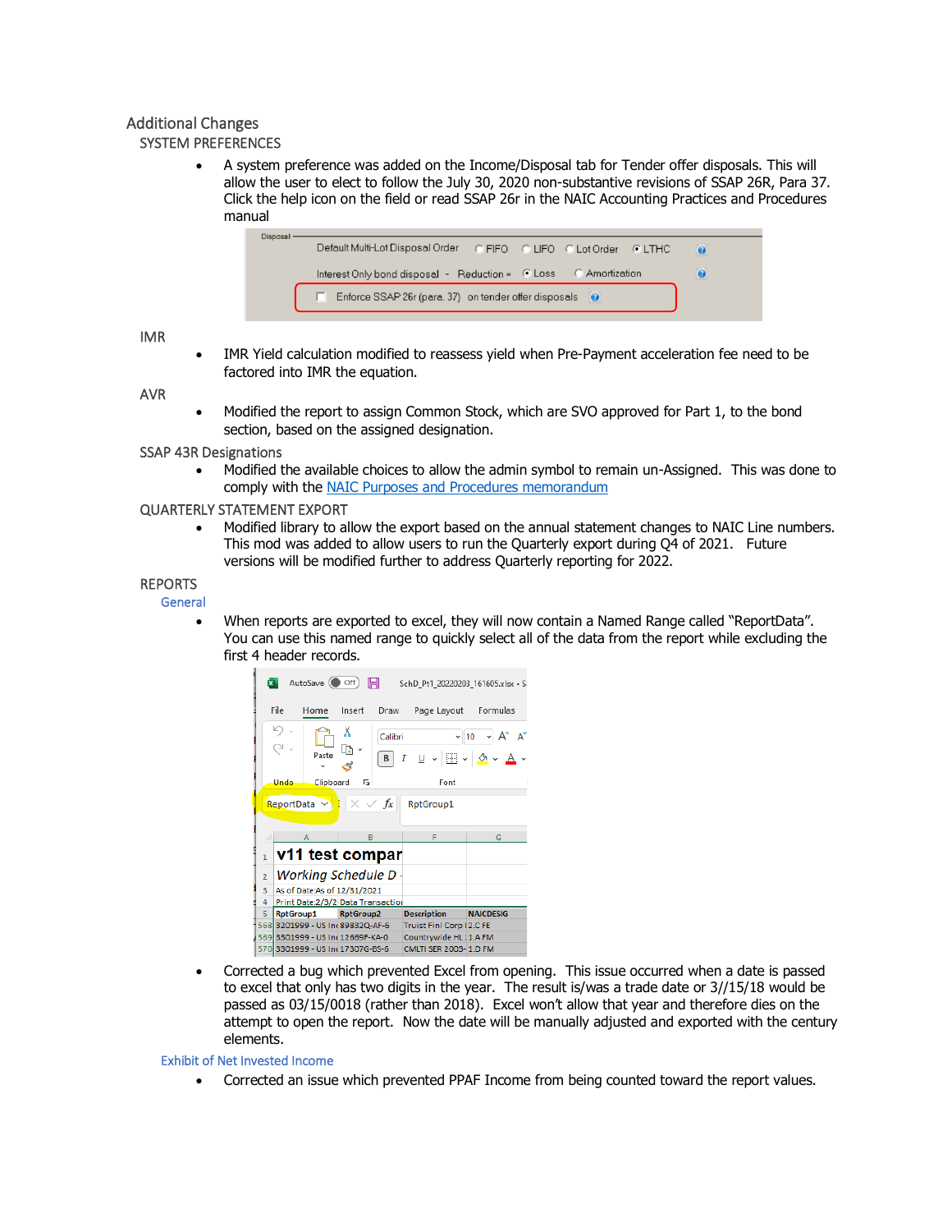# Additional Changes

## SYSTEM PREFERENCES

- A system preference was added on the Income/Disposal tab for Tender offer disposals. This will allow the user to elect to follow the July 30, 2020 non-substantive revisions of SSAP 26R, Para 37. Click the help icon on the field or read SSAP 26r in the NAIC Accounting Practices and Procedures manual

## IMR

- IMR Yield calculation modified to reassess yield when Pre-Payment acceleration fee need to be factored into IMR the equation.

## AVR

- Modified the report to assign Common Stock, which are SVO approved for Part 1, to the bond section, based on the assigned designation.

## SSAP 43R Designations

- Modified the available choices to allow the admin symbol to remain un-Assigned. This was done to comply with the NAIC Purposes and Procedures memorandum

## QUARTERLY STATEMENT EXPORT

- Modified library to allow the export based on the annual statement changes to NAIC Line numbers. This mod was added to allow users to run the Quarterly export during Q4 of 2021. Future versions will be modified further to address Quarterly reporting for 2022.

## REPORTS

### General

- When reports are exported to excel, they will now contain a Named Range called "ReportData". You can use this named range to quickly select all of the data from the report while excluding the first 4 header records.

- Corrected a bug which prevented Excel from opening. This issue occurred when a date is passed to excel that only has two digits in the year. The result is/was a trade date or 3//15/18 would be passed as 03/15/0018 (rather than 2018). Excel won't allow that year and therefore dies on the attempt to open the report. Now the date will be manually adjusted and exported with the century elements.

### Exhibit of Net Invested Income

- Corrected an issue which prevented PPAF Income from being counted toward the report values.